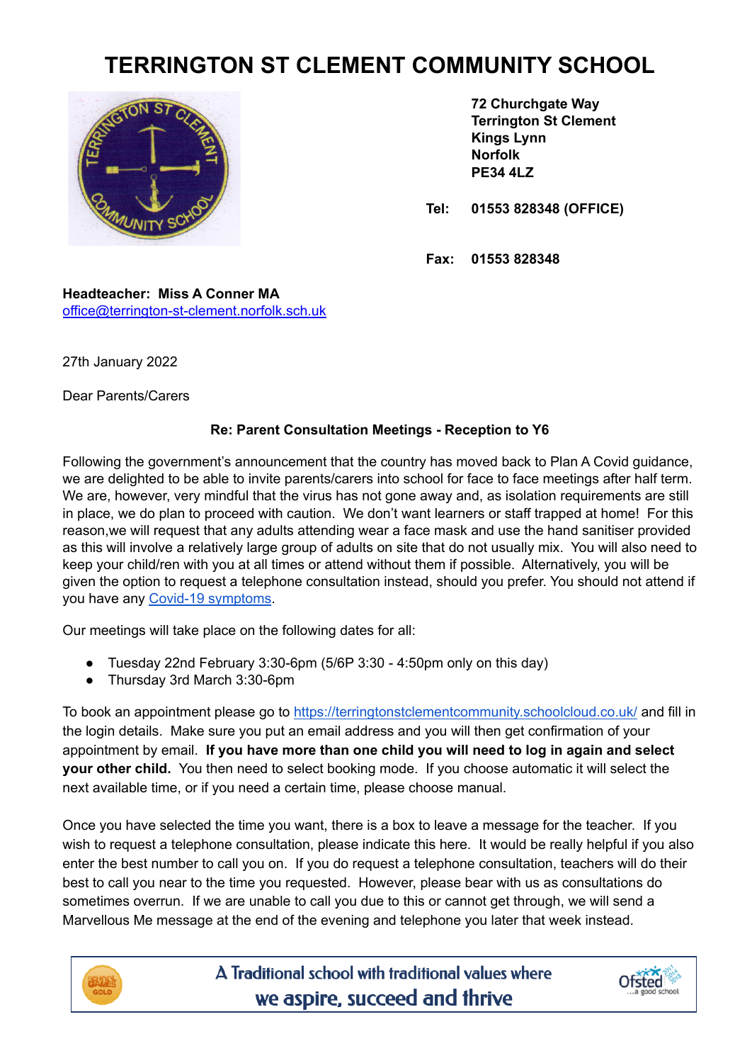# TERRINGTON ST CLEMENT COMMUNITY SCHOOL

**72 Churchgate Way**
**Terrington St Clement**
**Kings Lynn**
**Norfolk**
**PE34 4LZ**

**Tel: 01553 828348 (OFFICE)**

**Fax: 01553 828348**

**Headteacher: Miss A Conner MA**
[office@terrington-st-clement.norfolk.sch.uk](mailto:office@terrington-st-clement.norfolk.sch.uk)

27th January 2022

Dear Parents/Carers

**Re: Parent Consultation Meetings - Reception to Y6**

Following the government's announcement that the country has moved back to Plan A Covid guidance, we are delighted to be able to invite parents/carers into school for face to face meetings after half term. We are, however, very mindful that the virus has not gone away and, as isolation requirements are still in place, we do plan to proceed with caution. We don't want learners or staff trapped at home! For this reason,we will request that any adults attending wear a face mask and use the hand sanitiser provided as this will involve a relatively large group of adults on site that do not usually mix. You will also need to keep your child/ren with you at all times or attend without them if possible. Alternatively, you will be given the option to request a telephone consultation instead, should you prefer. You should not attend if you have any Covid-19 symptoms.

Our meetings will take place on the following dates for all:

- Tuesday 22nd February 3:30-6pm (5/6P 3:30 - 4:50pm only on this day)
- Thursday 3rd March 3:30-6pm

To book an appointment please go to https://terringtonstclementcommunity.schoolcloud.co.uk/ and fill in the login details. Make sure you put an email address and you will then get confirmation of your appointment by email. **If you have more than one child you will need to log in again and select your other child.** You then need to select booking mode. If you choose automatic it will select the next available time, or if you need a certain time, please choose manual.

Once you have selected the time you want, there is a box to leave a message for the teacher. If you wish to request a telephone consultation, please indicate this here. It would be really helpful if you also enter the best number to call you on. If you do request a telephone consultation, teachers will do their best to call you near to the time you requested. However, please bear with us as consultations do sometimes overrun. If we are unable to call you due to this or cannot get through, we will send a Marvellous Me message at the end of the evening and telephone you later that week instead.

A Traditional school with traditional values where we aspire, succeed and thrive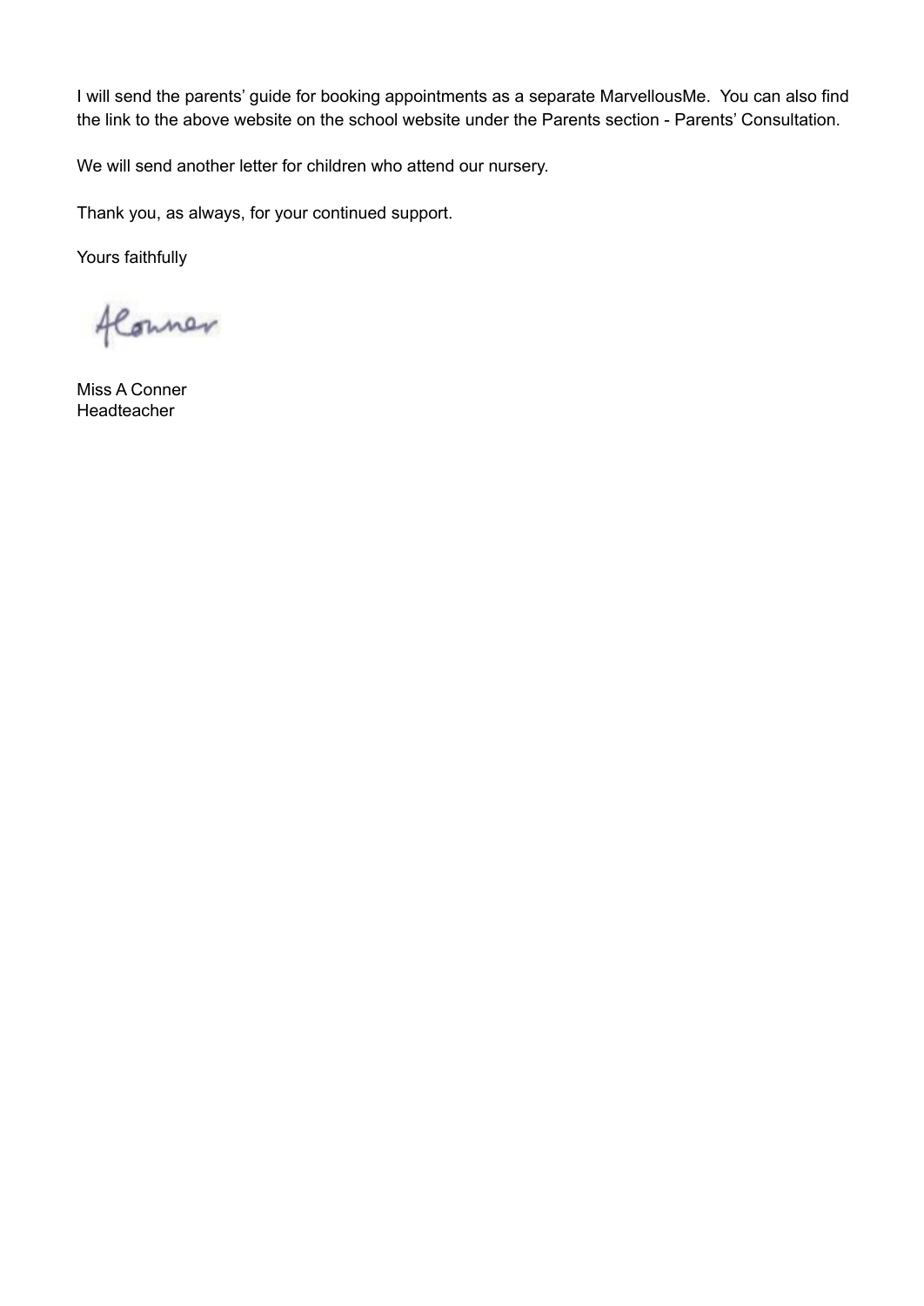I will send the parents' guide for booking appointments as a separate MarvellousMe. You can also find the link to the above website on the school website under the Parents section - Parents' Consultation.

We will send another letter for children who attend our nursery.

Thank you, as always, for your continued support.

Yours faithfully

AConner

Miss A Conner
Headteacher